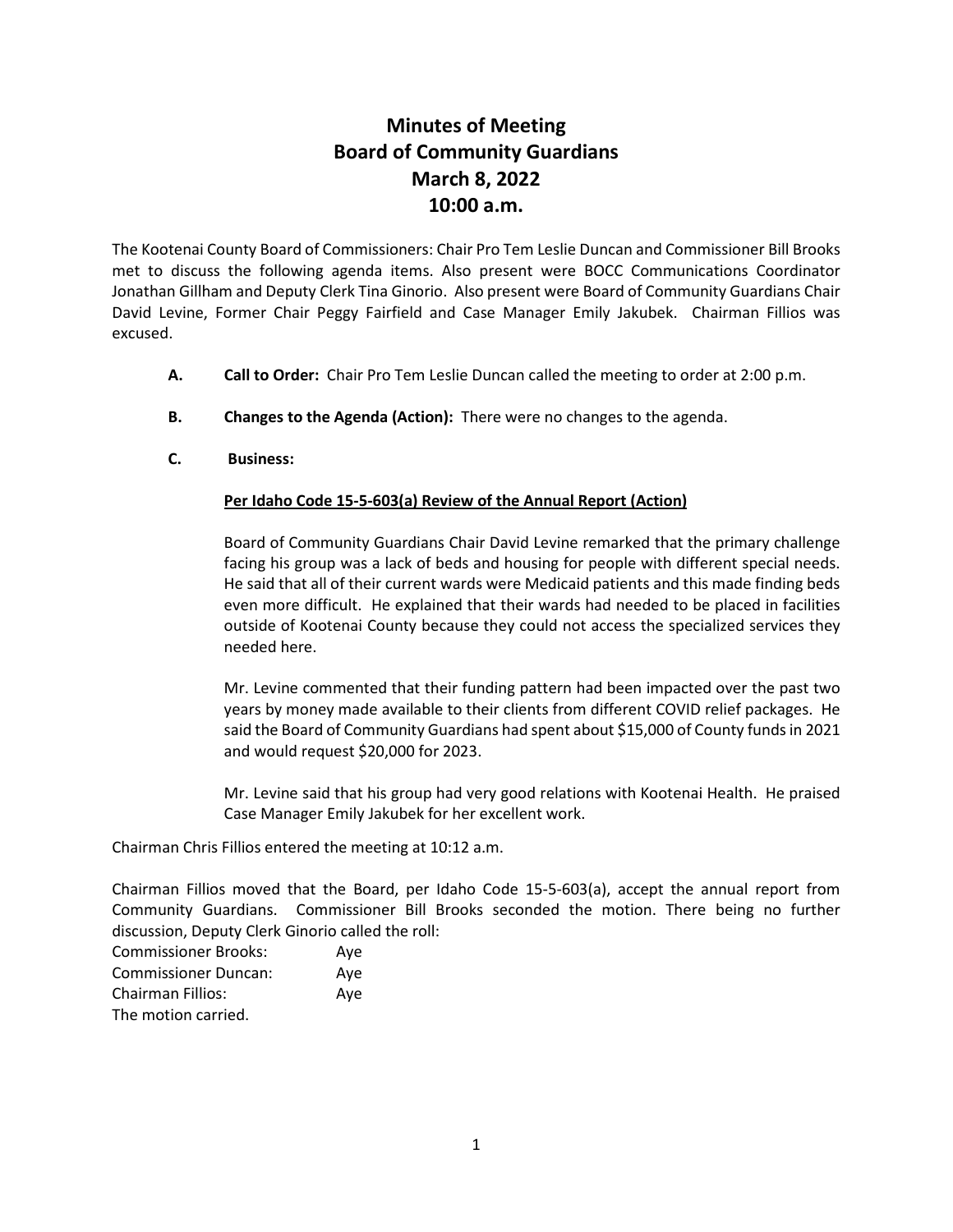# Minutes of Meeting
# Board of Community Guardians
# March 8, 2022
# 10:00 a.m.

The Kootenai County Board of Commissioners: Chair Pro Tem Leslie Duncan and Commissioner Bill Brooks met to discuss the following agenda items. Also present were BOCC Communications Coordinator Jonathan Gillham and Deputy Clerk Tina Ginorio. Also present were Board of Community Guardians Chair David Levine, Former Chair Peggy Fairfield and Case Manager Emily Jakubek. Chairman Fillios was excused.

**A. Call to Order:** Chair Pro Tem Leslie Duncan called the meeting to order at 2:00 p.m.

**B. Changes to the Agenda (Action):** There were no changes to the agenda.

**C. Business:**

**Per Idaho Code 15-5-603(a) Review of the Annual Report (Action)**

Board of Community Guardians Chair David Levine remarked that the primary challenge facing his group was a lack of beds and housing for people with different special needs. He said that all of their current wards were Medicaid patients and this made finding beds even more difficult. He explained that their wards had needed to be placed in facilities outside of Kootenai County because they could not access the specialized services they needed here.

Mr. Levine commented that their funding pattern had been impacted over the past two years by money made available to their clients from different COVID relief packages. He said the Board of Community Guardians had spent about $15,000 of County funds in 2021 and would request $20,000 for 2023.

Mr. Levine said that his group had very good relations with Kootenai Health. He praised Case Manager Emily Jakubek for her excellent work.

Chairman Chris Fillios entered the meeting at 10:12 a.m.

Chairman Fillios moved that the Board, per Idaho Code 15-5-603(a), accept the annual report from Community Guardians. Commissioner Bill Brooks seconded the motion. There being no further discussion, Deputy Clerk Ginorio called the roll:

Commissioner Brooks: Aye
Commissioner Duncan: Aye
Chairman Fillios: Aye
The motion carried.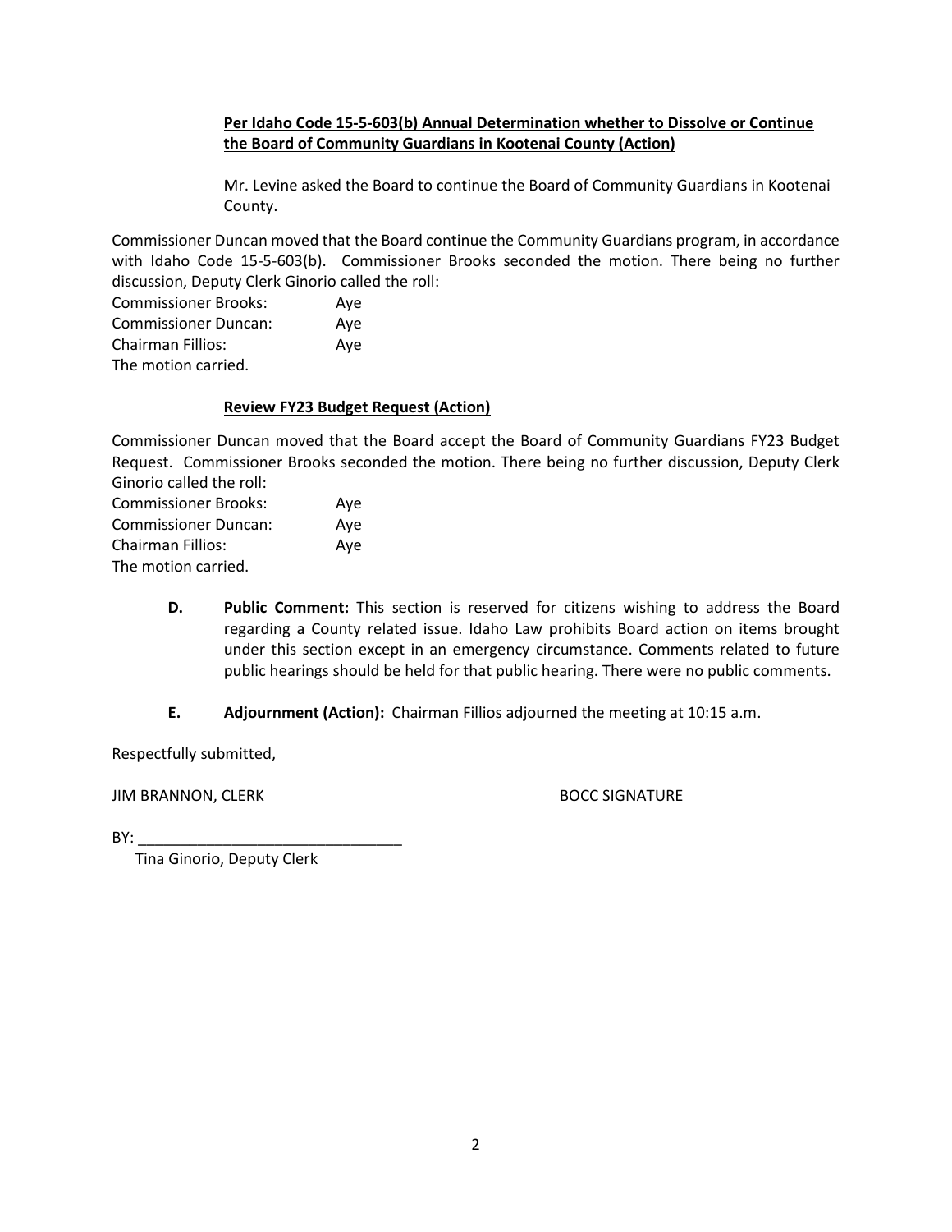**Per Idaho Code 15-5-603(b) Annual Determination whether to Dissolve or Continue the Board of Community Guardians in Kootenai County (Action)**

Mr. Levine asked the Board to continue the Board of Community Guardians in Kootenai County.

Commissioner Duncan moved that the Board continue the Community Guardians program, in accordance with Idaho Code 15-5-603(b). Commissioner Brooks seconded the motion. There being no further discussion, Deputy Clerk Ginorio called the roll:

Commissioner Brooks: Aye
Commissioner Duncan: Aye
Chairman Fillios: Aye
The motion carried.

**Review FY23 Budget Request (Action)**

Commissioner Duncan moved that the Board accept the Board of Community Guardians FY23 Budget Request. Commissioner Brooks seconded the motion. There being no further discussion, Deputy Clerk Ginorio called the roll:

Commissioner Brooks: Aye
Commissioner Duncan: Aye
Chairman Fillios: Aye
The motion carried.

**D. Public Comment:** This section is reserved for citizens wishing to address the Board regarding a County related issue. Idaho Law prohibits Board action on items brought under this section except in an emergency circumstance. Comments related to future public hearings should be held for that public hearing. There were no public comments.

**E. Adjournment (Action):** Chairman Fillios adjourned the meeting at 10:15 a.m.

Respectfully submitted,

JIM BRANNON, CLERK BOCC SIGNATURE

BY: _______________________________
Tina Ginorio, Deputy Clerk